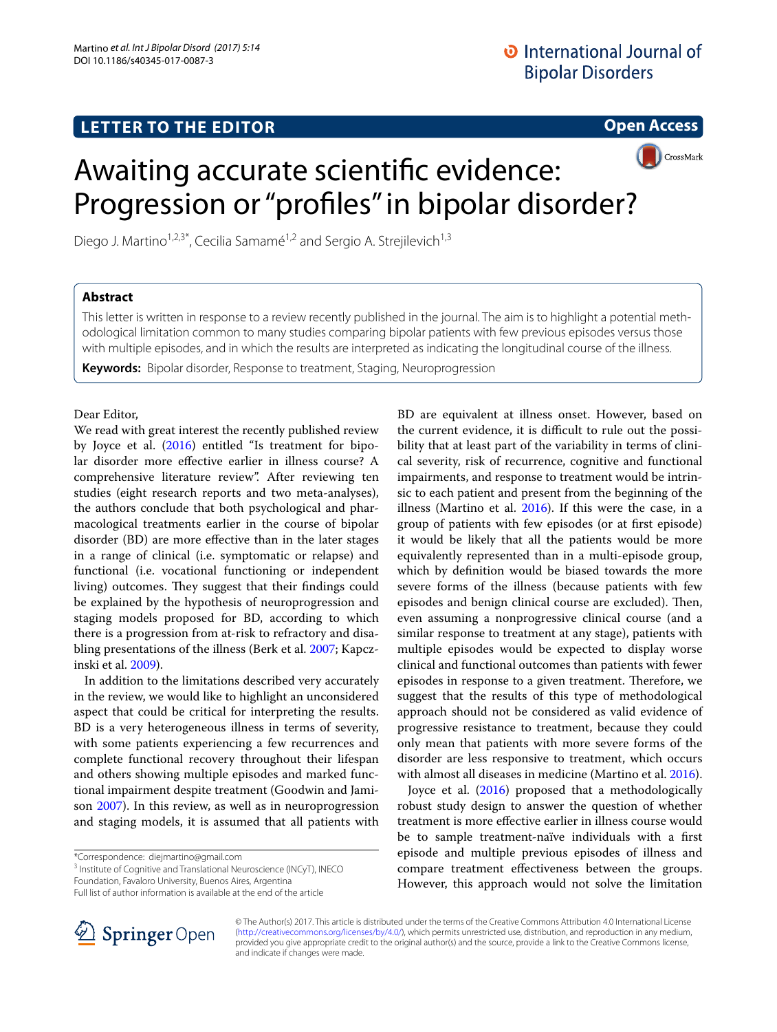LETTER TO THE EDITOR

Open Access

# Awaiting accurate scientific evidence: Progression or "profiles" in bipolar disorder?

Diego J. Martino[1,2,3*], Cecilia Samamé[1,2] and Sergio A. Strejilevich[1,3]

## Abstract

This letter is written in response to a review recently published in the journal. The aim is to highlight a potential methodological limitation common to many studies comparing bipolar patients with few previous episodes versus those with multiple episodes, and in which the results are interpreted as indicating the longitudinal course of the illness.

**Keywords:** Bipolar disorder, Response to treatment, Staging, Neuroprogression

Dear Editor,

We read with great interest the recently published review by Joyce et al. (2016) entitled "Is treatment for bipolar disorder more effective earlier in illness course? A comprehensive literature review". After reviewing ten studies (eight research reports and two meta-analyses), the authors conclude that both psychological and pharmacological treatments earlier in the course of bipolar disorder (BD) are more effective than in the later stages in a range of clinical (i.e. symptomatic or relapse) and functional (i.e. vocational functioning or independent living) outcomes. They suggest that their findings could be explained by the hypothesis of neuroprogression and staging models proposed for BD, according to which there is a progression from at-risk to refractory and disabling presentations of the illness (Berk et al. 2007; Kapczinski et al. 2009).

In addition to the limitations described very accurately in the review, we would like to highlight an unconsidered aspect that could be critical for interpreting the results. BD is a very heterogeneous illness in terms of severity, with some patients experiencing a few recurrences and complete functional recovery throughout their lifespan and others showing multiple episodes and marked functional impairment despite treatment (Goodwin and Jamison 2007). In this review, as well as in neuroprogression and staging models, it is assumed that all patients with BD are equivalent at illness onset. However, based on the current evidence, it is difficult to rule out the possibility that at least part of the variability in terms of clinical severity, risk of recurrence, cognitive and functional impairments, and response to treatment would be intrinsic to each patient and present from the beginning of the illness (Martino et al. 2016). If this were the case, in a group of patients with few episodes (or at first episode) it would be likely that all the patients would be more equivalently represented than in a multi-episode group, which by definition would be biased towards the more severe forms of the illness (because patients with few episodes and benign clinical course are excluded). Then, even assuming a nonprogressive clinical course (and a similar response to treatment at any stage), patients with multiple episodes would be expected to display worse clinical and functional outcomes than patients with fewer episodes in response to a given treatment. Therefore, we suggest that the results of this type of methodological approach should not be considered as valid evidence of progressive resistance to treatment, because they could only mean that patients with more severe forms of the disorder are less responsive to treatment, which occurs with almost all diseases in medicine (Martino et al. 2016).

Joyce et al. (2016) proposed that a methodologically robust study design to answer the question of whether treatment is more effective earlier in illness course would be to sample treatment-naïve individuals with a first episode and multiple previous episodes of illness and compare treatment effectiveness between the groups. However, this approach would not solve the limitation

*Correspondence: diejmartino@gmail.com
[3] Institute of Cognitive and Translational Neuroscience (INCyT), INECO Foundation, Favaloro University, Buenos Aires, Argentina
Full list of author information is available at the end of the article

© The Author(s) 2017. This article is distributed under the terms of the Creative Commons Attribution 4.0 International License (http://creativecommons.org/licenses/by/4.0/), which permits unrestricted use, distribution, and reproduction in any medium, provided you give appropriate credit to the original author(s) and the source, provide a link to the Creative Commons license, and indicate if changes were made.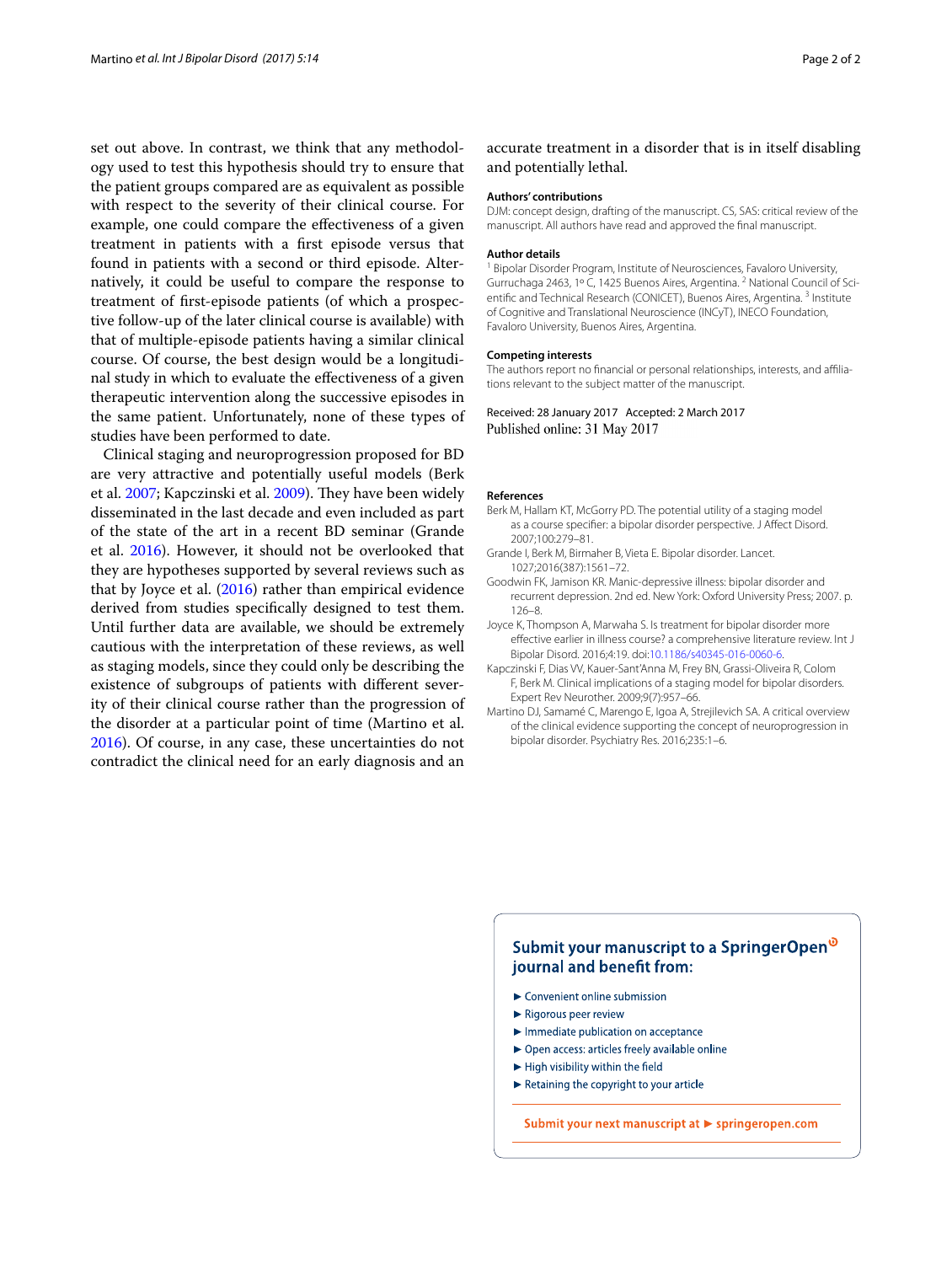set out above. In contrast, we think that any methodology used to test this hypothesis should try to ensure that the patient groups compared are as equivalent as possible with respect to the severity of their clinical course. For example, one could compare the effectiveness of a given treatment in patients with a first episode versus that found in patients with a second or third episode. Alternatively, it could be useful to compare the response to treatment of first-episode patients (of which a prospective follow-up of the later clinical course is available) with that of multiple-episode patients having a similar clinical course. Of course, the best design would be a longitudinal study in which to evaluate the effectiveness of a given therapeutic intervention along the successive episodes in the same patient. Unfortunately, none of these types of studies have been performed to date.

Clinical staging and neuroprogression proposed for BD are very attractive and potentially useful models (Berk et al. 2007; Kapczinski et al. 2009). They have been widely disseminated in the last decade and even included as part of the state of the art in a recent BD seminar (Grande et al. 2016). However, it should not be overlooked that they are hypotheses supported by several reviews such as that by Joyce et al. (2016) rather than empirical evidence derived from studies specifically designed to test them. Until further data are available, we should be extremely cautious with the interpretation of these reviews, as well as staging models, since they could only be describing the existence of subgroups of patients with different severity of their clinical course rather than the progression of the disorder at a particular point of time (Martino et al. 2016). Of course, in any case, these uncertainties do not contradict the clinical need for an early diagnosis and an accurate treatment in a disorder that is in itself disabling and potentially lethal.

#### Authors' contributions

DJM: concept design, drafting of the manuscript. CS, SAS: critical review of the manuscript. All authors have read and approved the final manuscript.

#### Author details

[1] Bipolar Disorder Program, Institute of Neurosciences, Favaloro University, Gurruchaga 2463, 1º C, 1425 Buenos Aires, Argentina. [2] National Council of Scientific and Technical Research (CONICET), Buenos Aires, Argentina. [3] Institute of Cognitive and Translational Neuroscience (INCyT), INECO Foundation, Favaloro University, Buenos Aires, Argentina.

#### Competing interests

The authors report no financial or personal relationships, interests, and affiliations relevant to the subject matter of the manuscript.

Received: 28 January 2017 Accepted: 2 March 2017
Published online: 31 May 2017

#### References

Berk M, Hallam KT, McGorry PD. The potential utility of a staging model as a course specifier: a bipolar disorder perspective. J Affect Disord. 2007;100:279–81.

Grande I, Berk M, Birmaher B, Vieta E. Bipolar disorder. Lancet. 1027;2016(387):1561–72.

Goodwin FK, Jamison KR. Manic-depressive illness: bipolar disorder and recurrent depression. 2nd ed. New York: Oxford University Press; 2007. p. 126–8.

Joyce K, Thompson A, Marwaha S. Is treatment for bipolar disorder more effective earlier in illness course? a comprehensive literature review. Int J Bipolar Disord. 2016;4:19. doi:10.1186/s40345-016-0060-6.

Kapczinski F, Dias VV, Kauer-Sant'Anna M, Frey BN, Grassi-Oliveira R, Colom F, Berk M. Clinical implications of a staging model for bipolar disorders. Expert Rev Neurother. 2009;9(7):957–66.

Martino DJ, Samamé C, Marengo E, Igoa A, Strejilevich SA. A critical overview of the clinical evidence supporting the concept of neuroprogression in bipolar disorder. Psychiatry Res. 2016;235:1–6.

**Submit your manuscript to a SpringerOpen journal and benefit from:**

- ► Convenient online submission
- ► Rigorous peer review
- ► Immediate publication on acceptance
- ► Open access: articles freely available online
- ► High visibility within the field
- ► Retaining the copyright to your article

**Submit your next manuscript at ► springeropen.com**